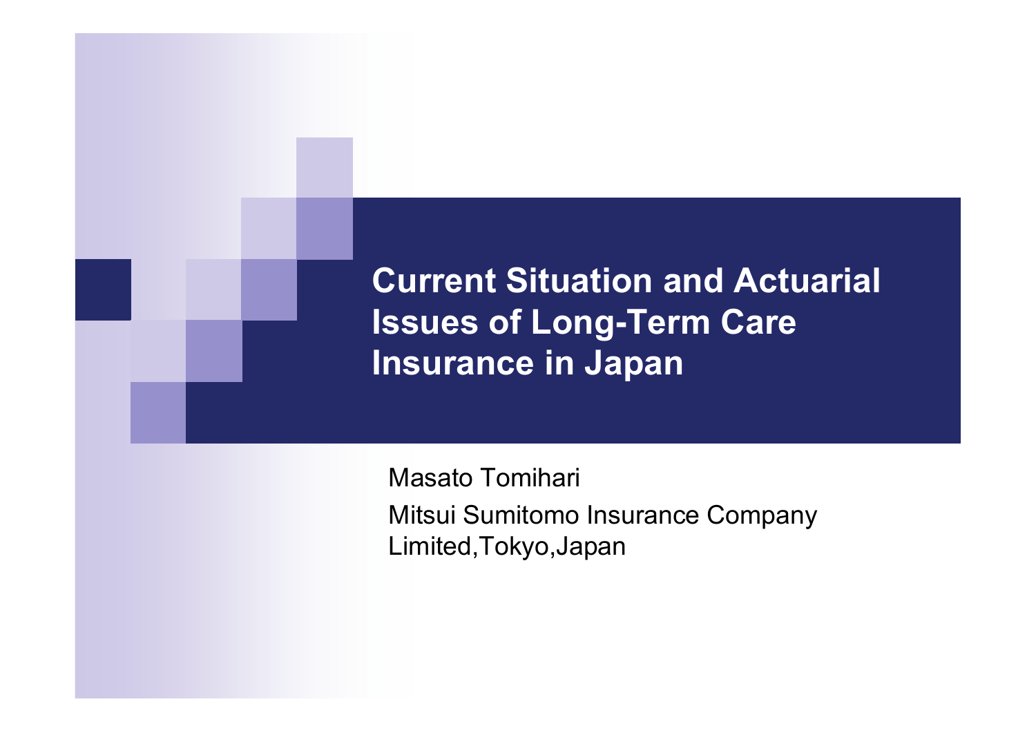# Current Situation and Actuarial Issues of Long-Term Care Insurance in Japan

Masato Tomihari

Mitsui Sumitomo Insurance Company Limited,Tokyo,Japan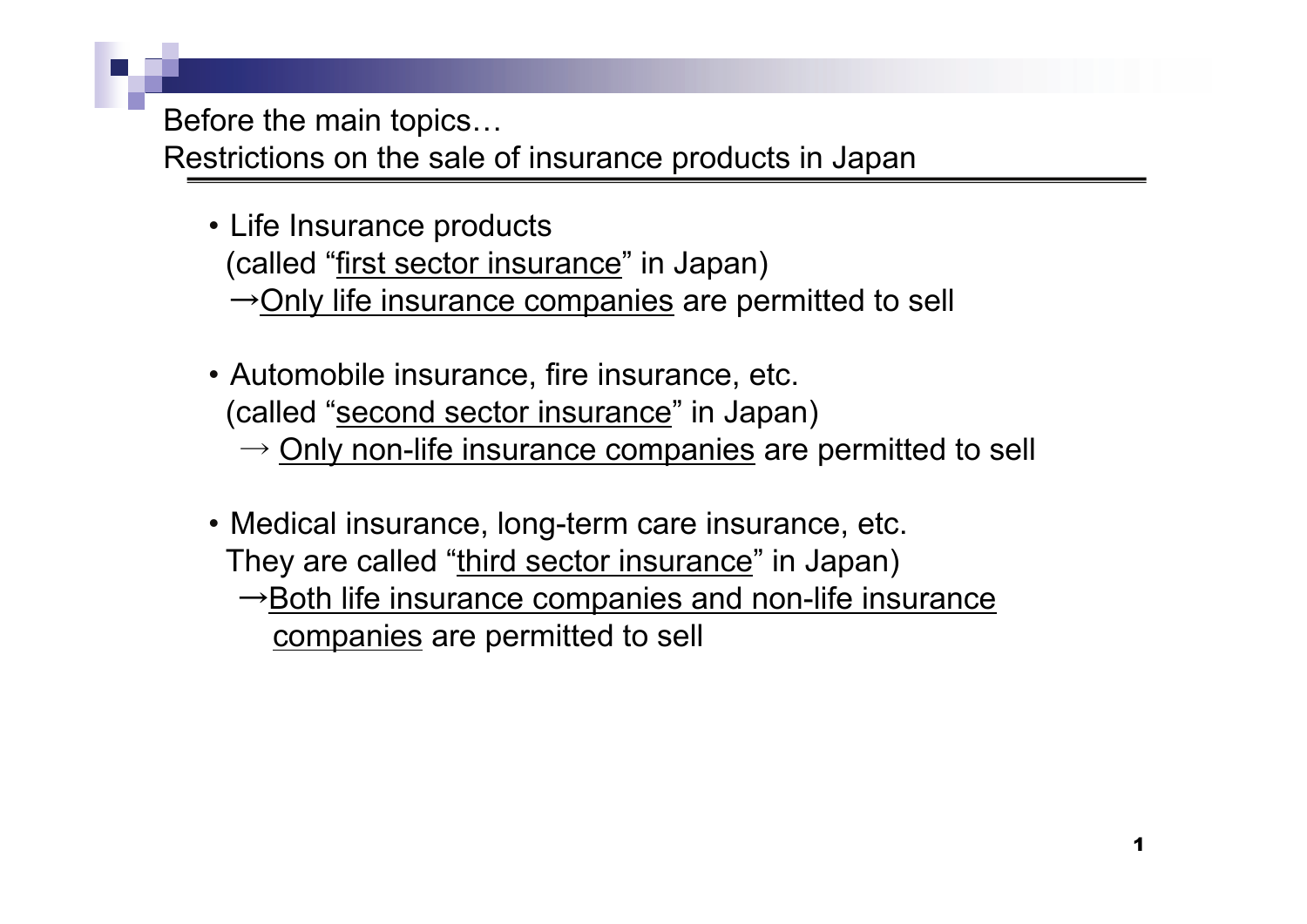## Before the main topics…
## Restrictions on the sale of insurance products in Japan

- Life Insurance products
  (called "first sector insurance" in Japan)
  →Only life insurance companies are permitted to sell

- Automobile insurance, fire insurance, etc.
  (called "second sector insurance" in Japan)
  → Only non-life insurance companies are permitted to sell

- Medical insurance, long-term care insurance, etc.
  They are called "third sector insurance" in Japan)
  →Both life insurance companies and non-life insurance companies are permitted to sell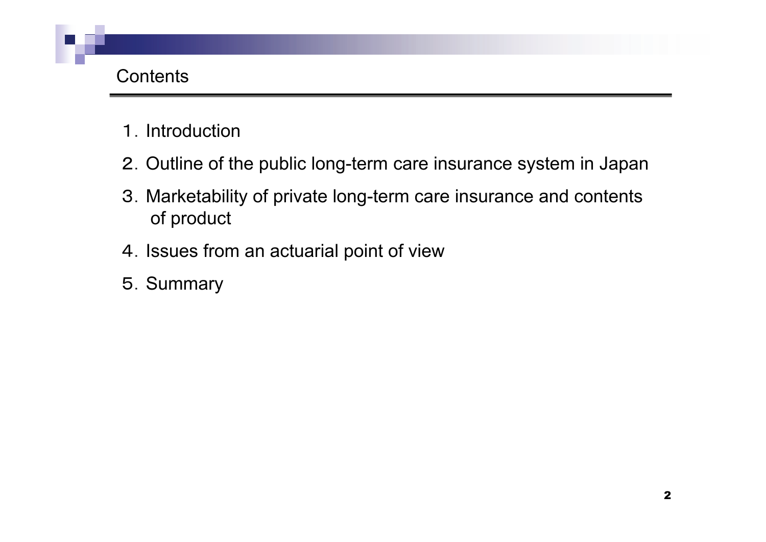# Contents

1. Introduction
2. Outline of the public long-term care insurance system in Japan
3. Marketability of private long-term care insurance and contents of product
4. Issues from an actuarial point of view
5. Summary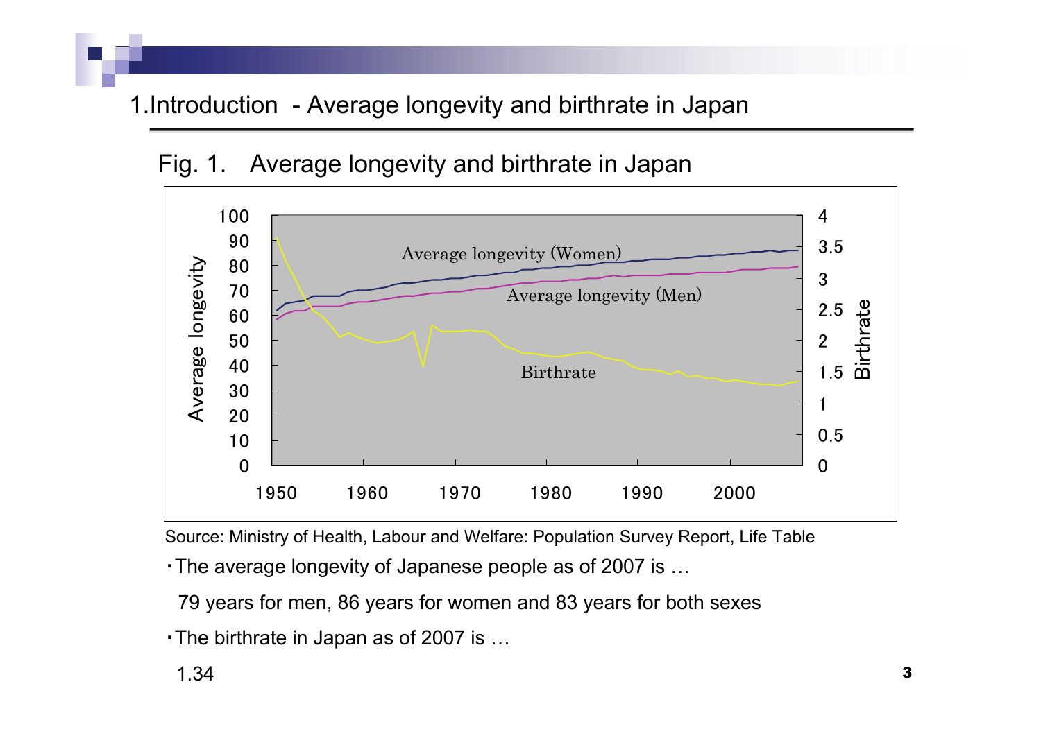## 1.Introduction - Average longevity and birthrate in Japan

Fig. 1. Average longevity and birthrate in Japan

Source: Ministry of Health, Labour and Welfare: Population Survey Report, Life Table

- The average longevity of Japanese people as of 2007 is …

  79 years for men, 86 years for women and 83 years for both sexes

- The birthrate in Japan as of 2007 is …

  1.34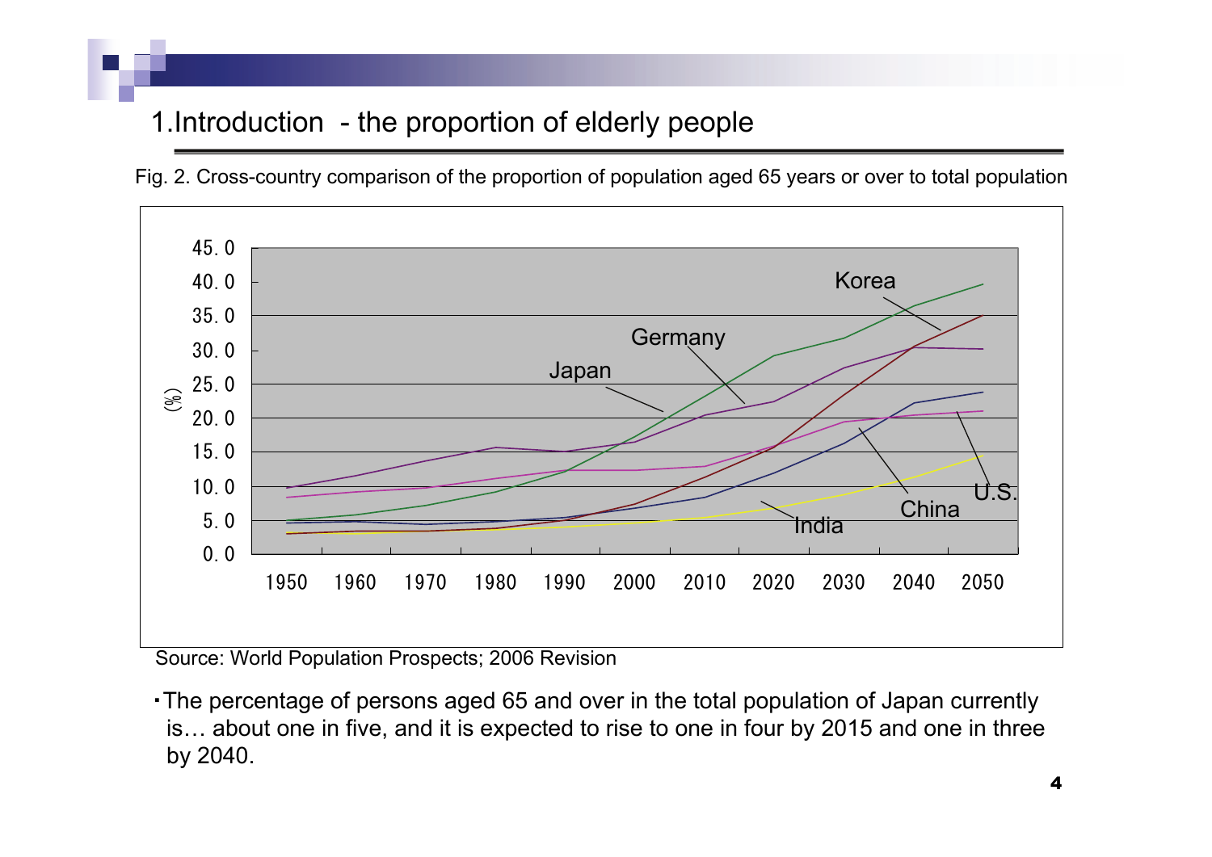## 1.Introduction - the proportion of elderly people

Fig. 2. Cross-country comparison of the proportion of population aged 65 years or over to total population

Source: World Population Prospects; 2006 Revision

- The percentage of persons aged 65 and over in the total population of Japan currently is… about one in five, and it is expected to rise to one in four by 2015 and one in three by 2040.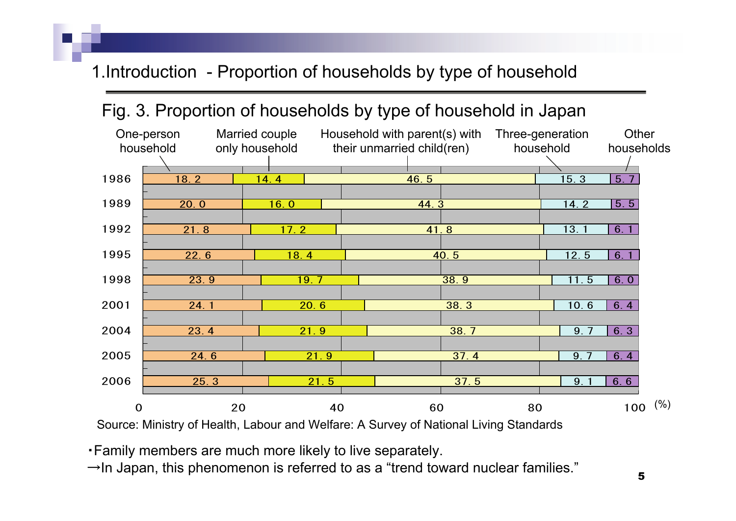# 1.Introduction - Proportion of households by type of household

## Fig. 3. Proportion of households by type of household in Japan

| Year | One-person household | Married couple only household | Household with parent(s) with their unmarried child(ren) | Three-generation household | Other households |
|---|---|---|---|---|---|
| 1986 | 18.2 | 14.4 | 46.5 | 15.3 | 5.7 |
| 1989 | 20.0 | 16.0 | 44.3 | 14.2 | 5.5 |
| 1992 | 21.8 | 17.2 | 41.8 | 13.1 | 6.1 |
| 1995 | 22.6 | 18.4 | 40.5 | 12.5 | 6.1 |
| 1998 | 23.9 | 19.7 | 38.9 | 11.5 | 6.0 |
| 2001 | 24.1 | 20.6 | 38.3 | 10.6 | 6.4 |
| 2004 | 23.4 | 21.9 | 38.7 | 9.7 | 6.3 |
| 2005 | 24.6 | 21.9 | 37.4 | 9.7 | 6.4 |
| 2006 | 25.3 | 21.5 | 37.5 | 9.1 | 6.6 |

(%)

Source: Ministry of Health, Labour and Welfare: A Survey of National Living Standards

- Family members are much more likely to live separately.

→In Japan, this phenomenon is referred to as a "trend toward nuclear families."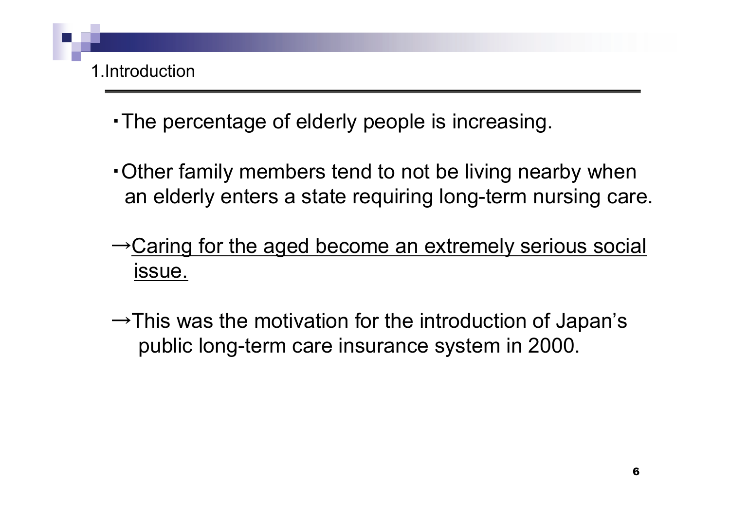## 1.Introduction

・The percentage of elderly people is increasing.

・Other family members tend to not be living nearby when an elderly enters a state requiring long-term nursing care.

→<u>Caring for the aged become an extremely serious social issue.</u>

→This was the motivation for the introduction of Japan's public long-term care insurance system in 2000.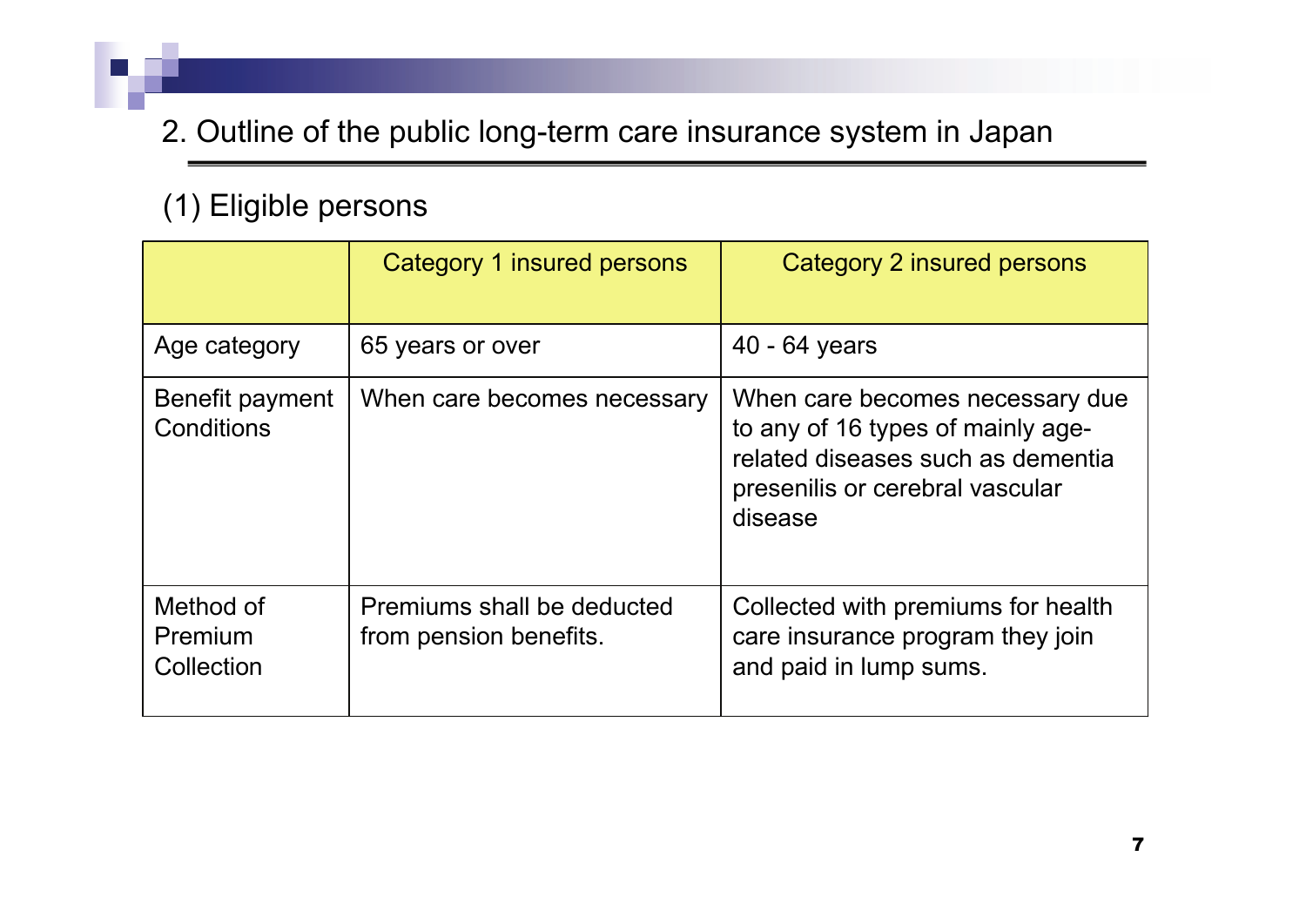## 2. Outline of the public long-term care insurance system in Japan

### (1) Eligible persons

| | Category 1 insured persons | Category 2 insured persons |
|---|---|---|
| Age category | 65 years or over | 40 - 64 years |
| Benefit payment Conditions | When care becomes necessary | When care becomes necessary due to any of 16 types of mainly age-related diseases such as dementia presenilis or cerebral vascular disease |
| Method of Premium Collection | Premiums shall be deducted from pension benefits. | Collected with premiums for health care insurance program they join and paid in lump sums. |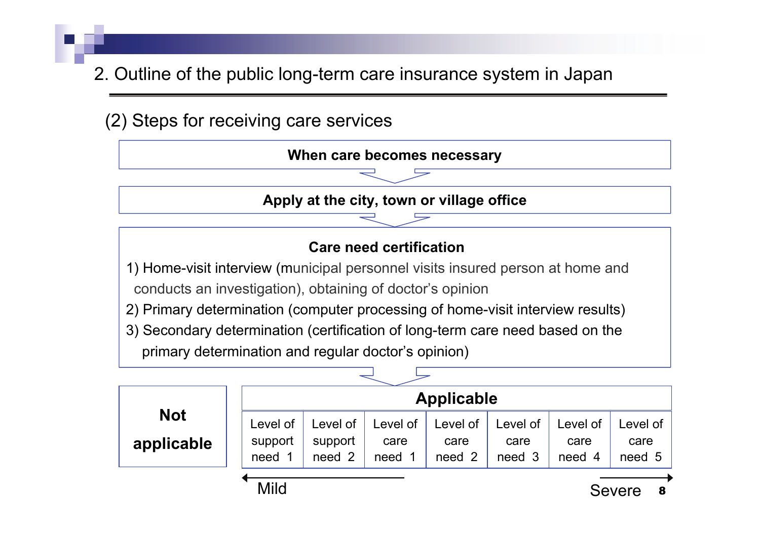## 2. Outline of the public long-term care insurance system in Japan

### (2) Steps for receiving care services

**When care becomes necessary**

↓

**Apply at the city, town or village office**

↓

**Care need certification**

1) Home-visit interview (municipal personnel visits insured person at home and conducts an investigation), obtaining of doctor's opinion
2) Primary determination (computer processing of home-visit interview results)
3) Secondary determination (certification of long-term care need based on the primary determination and regular doctor's opinion)

↓

| **Not applicable** | **Applicable** | | | | | | |
|---|---|---|---|---|---|---|---|
| | Level of support need 1 | Level of support need 2 | Level of care need 1 | Level of care need 2 | Level of care need 3 | Level of care need 4 | Level of care need 5 |

← Mild — Severe →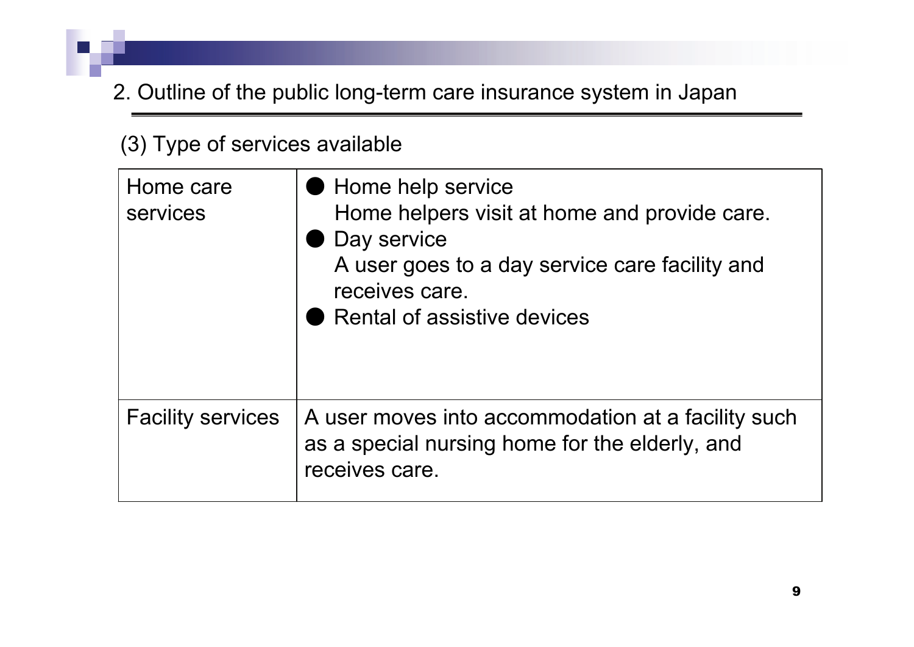## 2. Outline of the public long-term care insurance system in Japan

### (3) Type of services available

| | |
|---|---|
| Home care services | ● Home help service<br>Home helpers visit at home and provide care.<br>● Day service<br>A user goes to a day service care facility and receives care.<br>● Rental of assistive devices |
| Facility services | A user moves into accommodation at a facility such as a special nursing home for the elderly, and receives care. |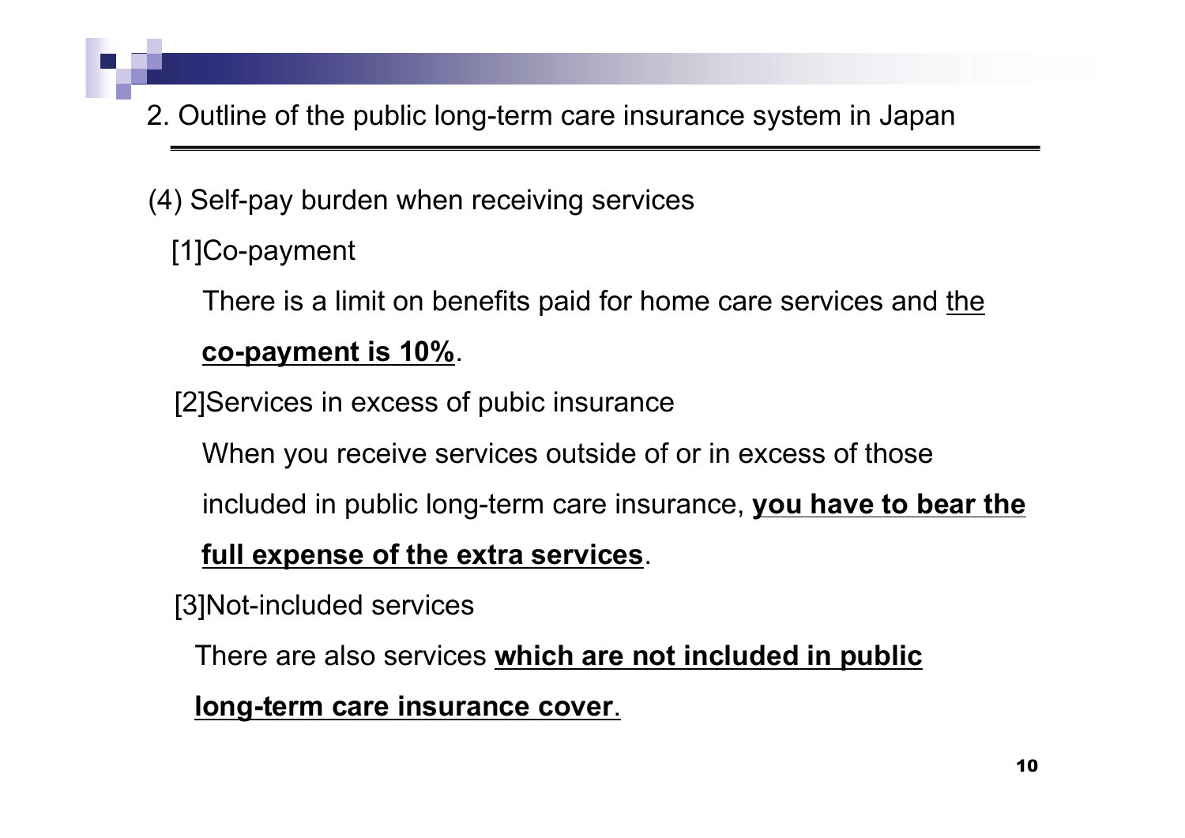## 2. Outline of the public long-term care insurance system in Japan

### (4) Self-pay burden when receiving services

[1]Co-payment

There is a limit on benefits paid for home care services and the **co-payment is 10%**.

[2]Services in excess of pubic insurance

When you receive services outside of or in excess of those included in public long-term care insurance, **you have to bear the full expense of the extra services**.

[3]Not-included services

There are also services **which are not included in public long-term care insurance cover**.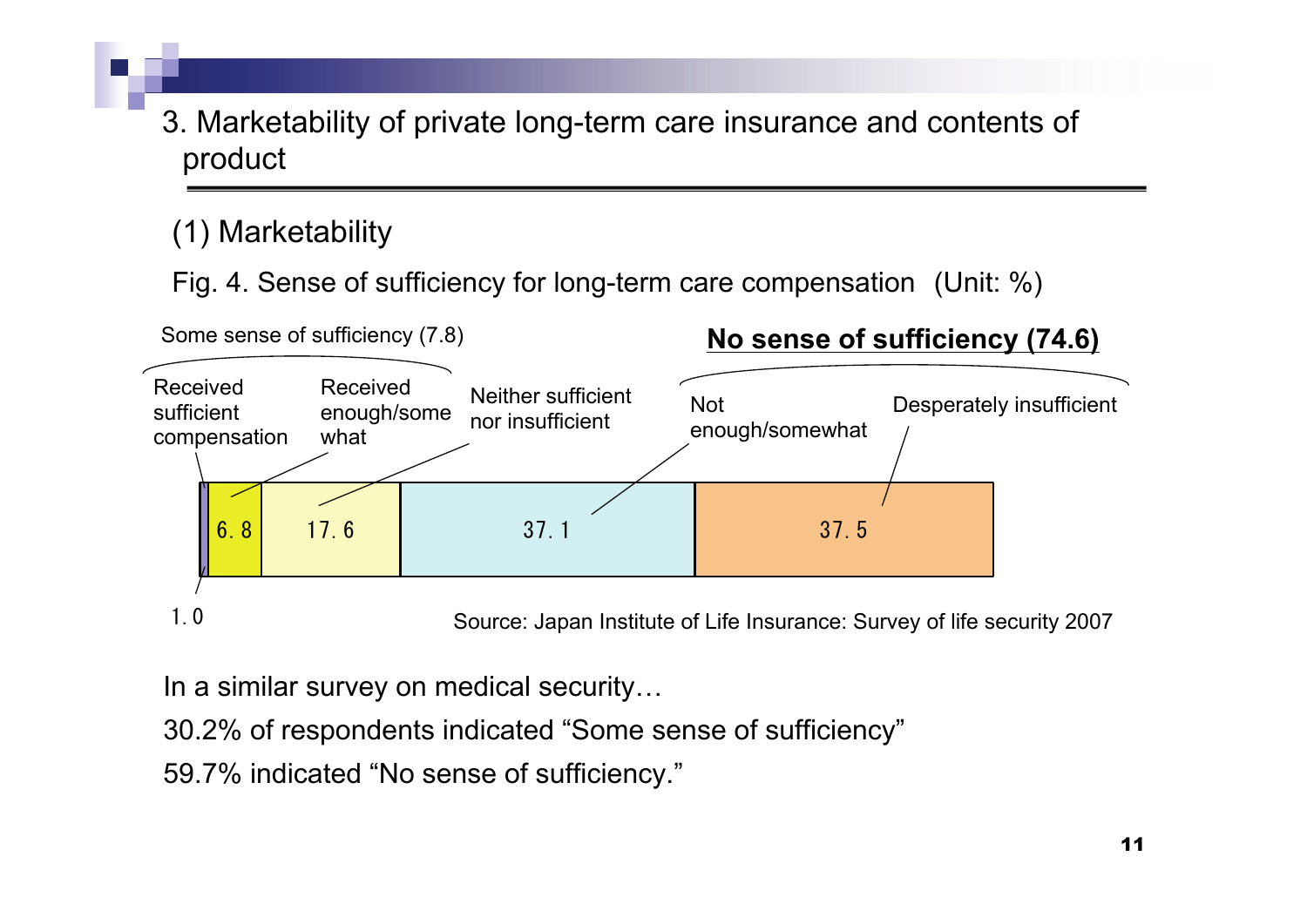## 3. Marketability of private long-term care insurance and contents of product

### (1) Marketability

Fig. 4. Sense of sufficiency for long-term care compensation (Unit: %)

| Some sense of sufficiency (7.8) | | | **No sense of sufficiency (74.6)** | |
|---|---|---|---|---|
| Received sufficient compensation | Received enough/somewhat | Neither sufficient nor insufficient | Not enough/somewhat | Desperately insufficient |
| 1.0 | 6.8 | 17.6 | 37.1 | 37.5 |

Source: Japan Institute of Life Insurance: Survey of life security 2007

In a similar survey on medical security…

30.2% of respondents indicated "Some sense of sufficiency"

59.7% indicated "No sense of sufficiency."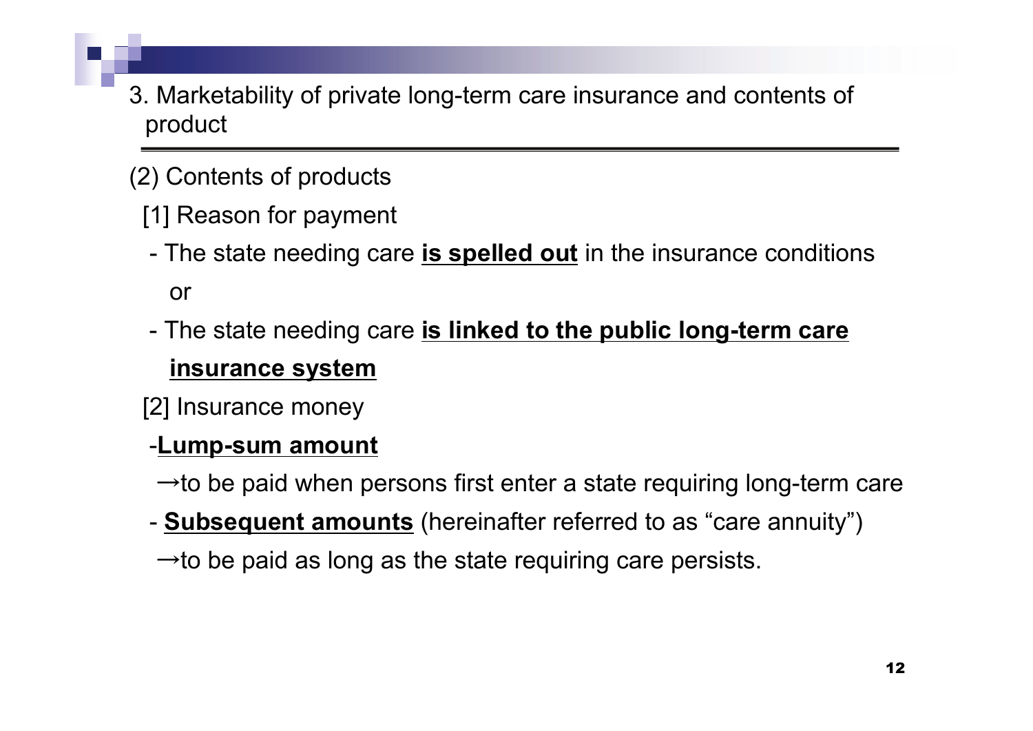## 3. Marketability of private long-term care insurance and contents of product

(2) Contents of products

[1] Reason for payment

- The state needing care **is spelled out** in the insurance conditions

  or

- The state needing care **is linked to the public long-term care insurance system**

[2] Insurance money

- **Lump-sum amount**

  →to be paid when persons first enter a state requiring long-term care

- **Subsequent amounts** (hereinafter referred to as “care annuity”)

  →to be paid as long as the state requiring care persists.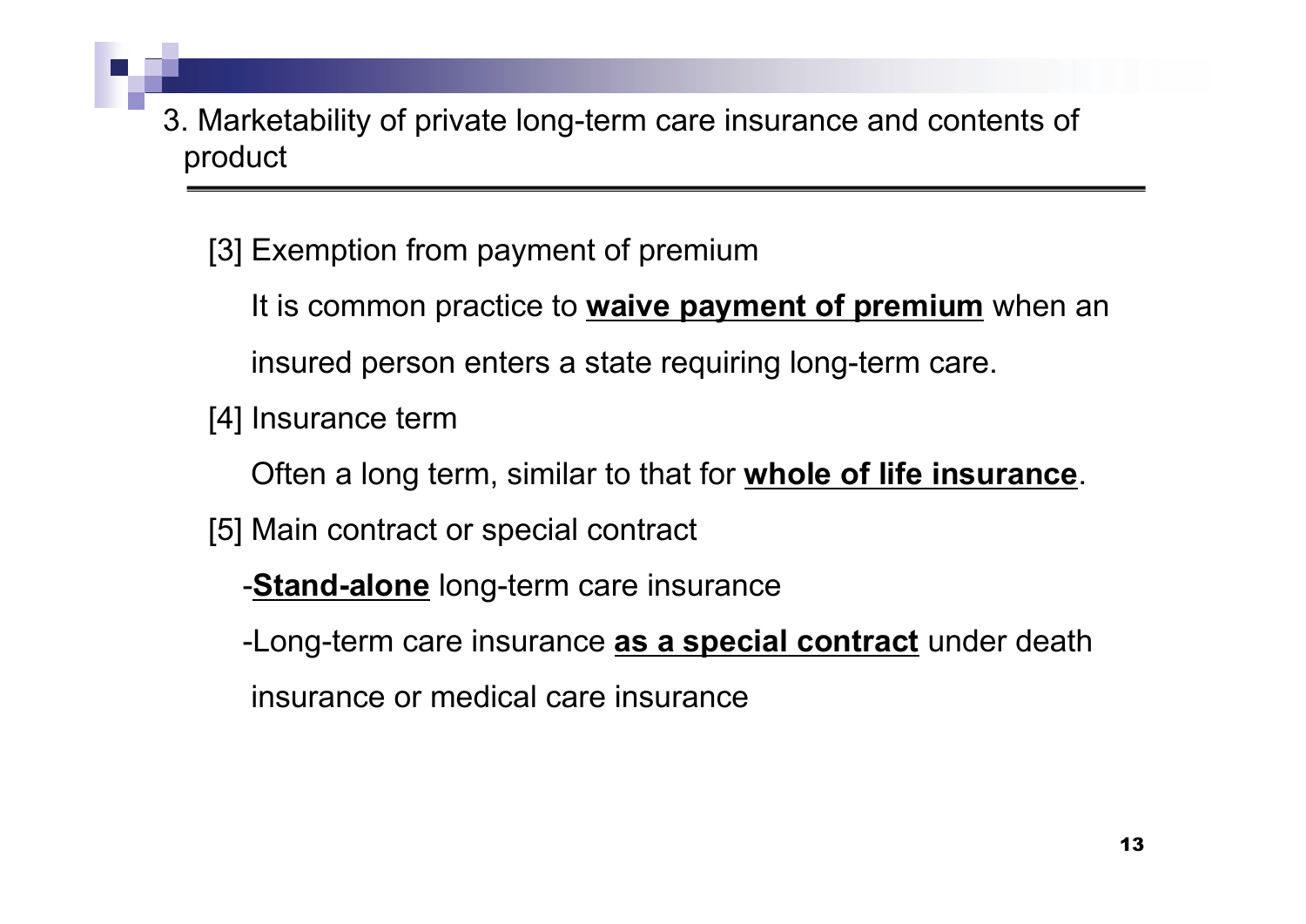## 3. Marketability of private long-term care insurance and contents of product

[3] Exemption from payment of premium

It is common practice to **waive payment of premium** when an insured person enters a state requiring long-term care.

[4] Insurance term

Often a long term, similar to that for **whole of life insurance**.

[5] Main contract or special contract

- **Stand-alone** long-term care insurance
- Long-term care insurance **as a special contract** under death insurance or medical care insurance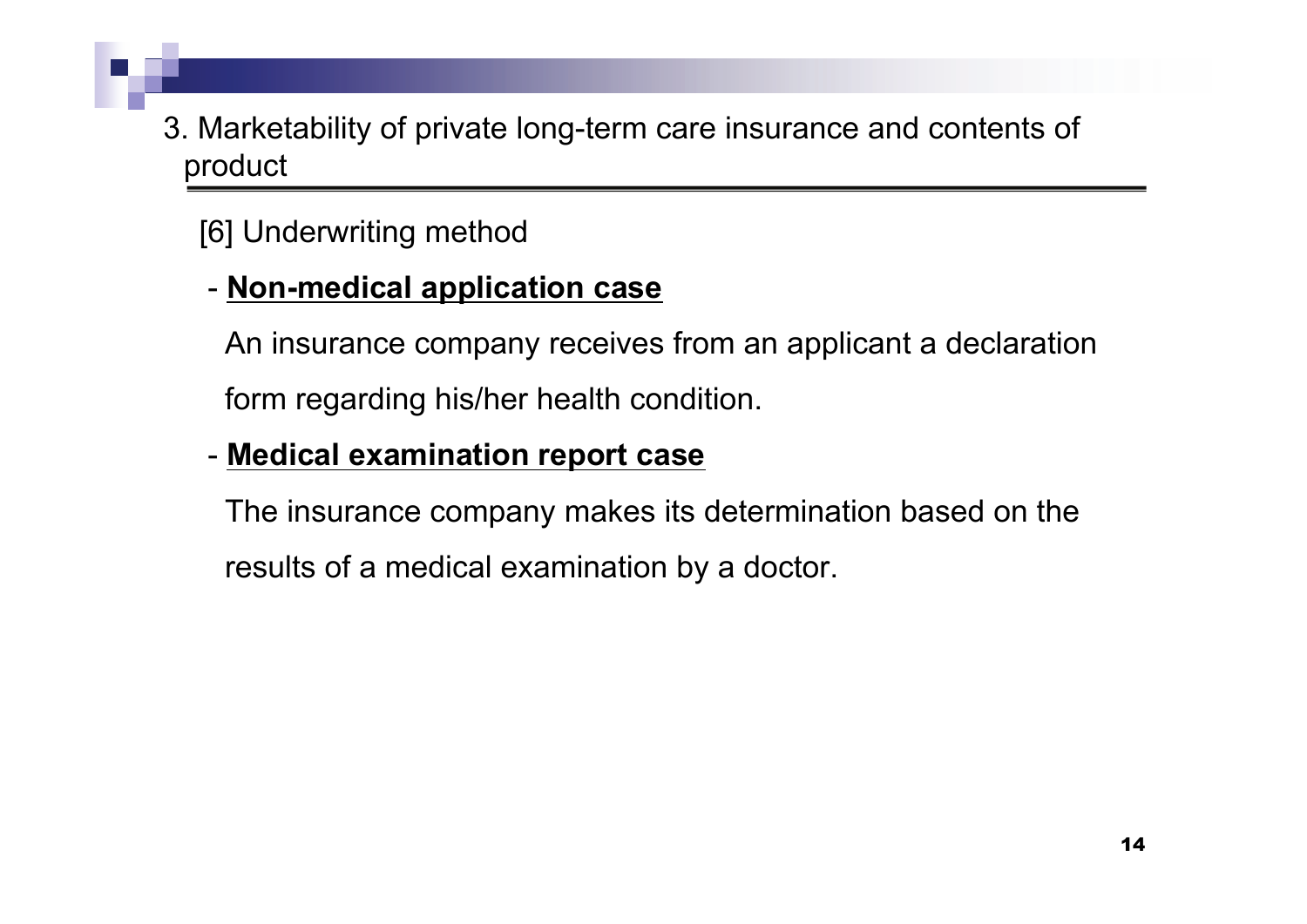## 3. Marketability of private long-term care insurance and contents of product

[6] Underwriting method

- **Non-medical application case**

  An insurance company receives from an applicant a declaration form regarding his/her health condition.

- **Medical examination report case**

  The insurance company makes its determination based on the results of a medical examination by a doctor.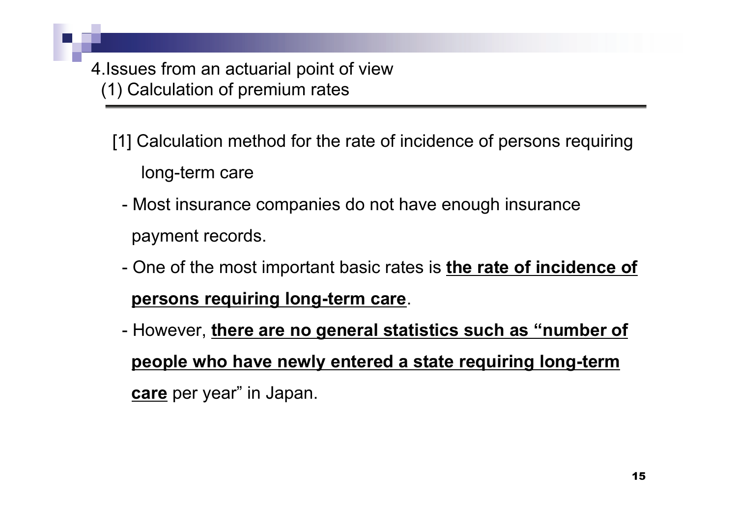# 4.Issues from an actuarial point of view

## (1) Calculation of premium rates

[1] Calculation method for the rate of incidence of persons requiring long-term care

- Most insurance companies do not have enough insurance payment records.
- One of the most important basic rates is **the rate of incidence of persons requiring long-term care**.
- However, **there are no general statistics such as "number of people who have newly entered a state requiring long-term care** per year" in Japan.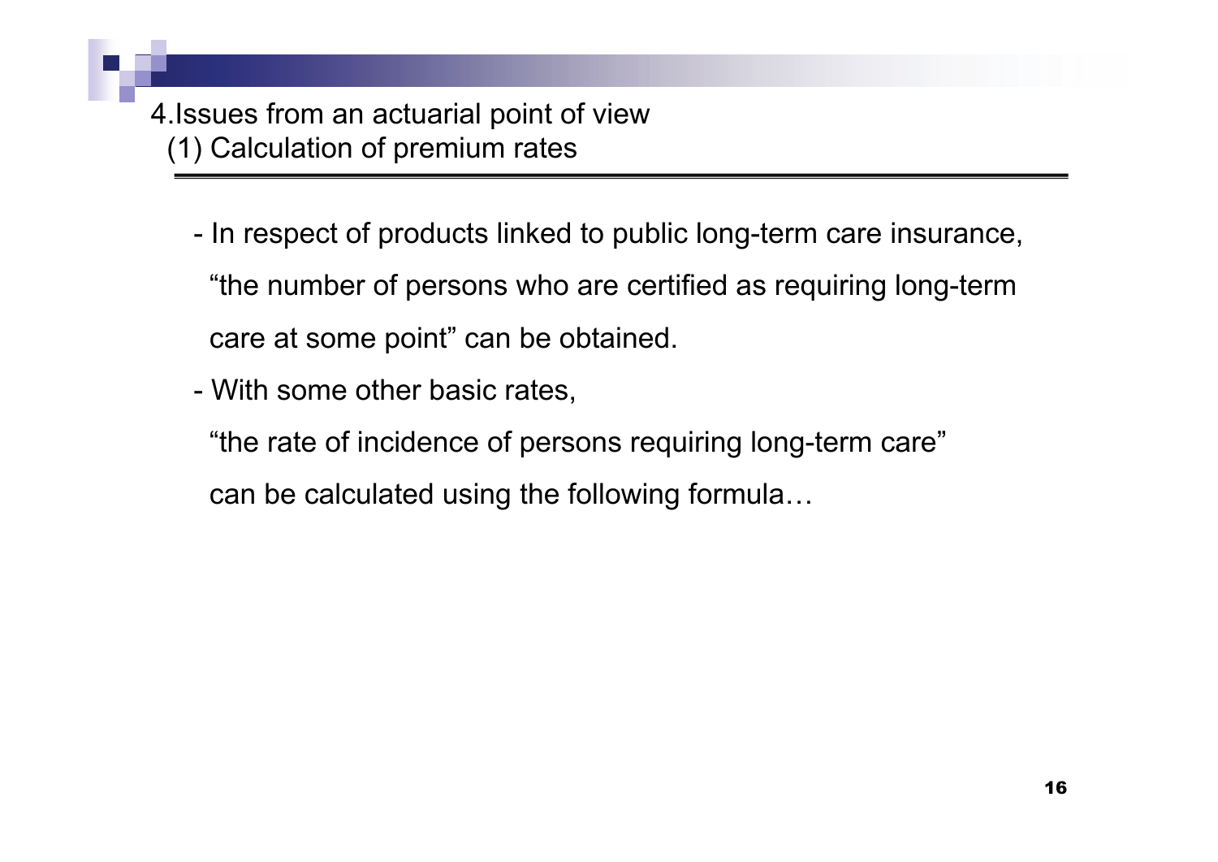## 4.Issues from an actuarial point of view

### (1) Calculation of premium rates

- In respect of products linked to public long-term care insurance, "the number of persons who are certified as requiring long-term care at some point" can be obtained.
- With some other basic rates, "the rate of incidence of persons requiring long-term care" can be calculated using the following formula…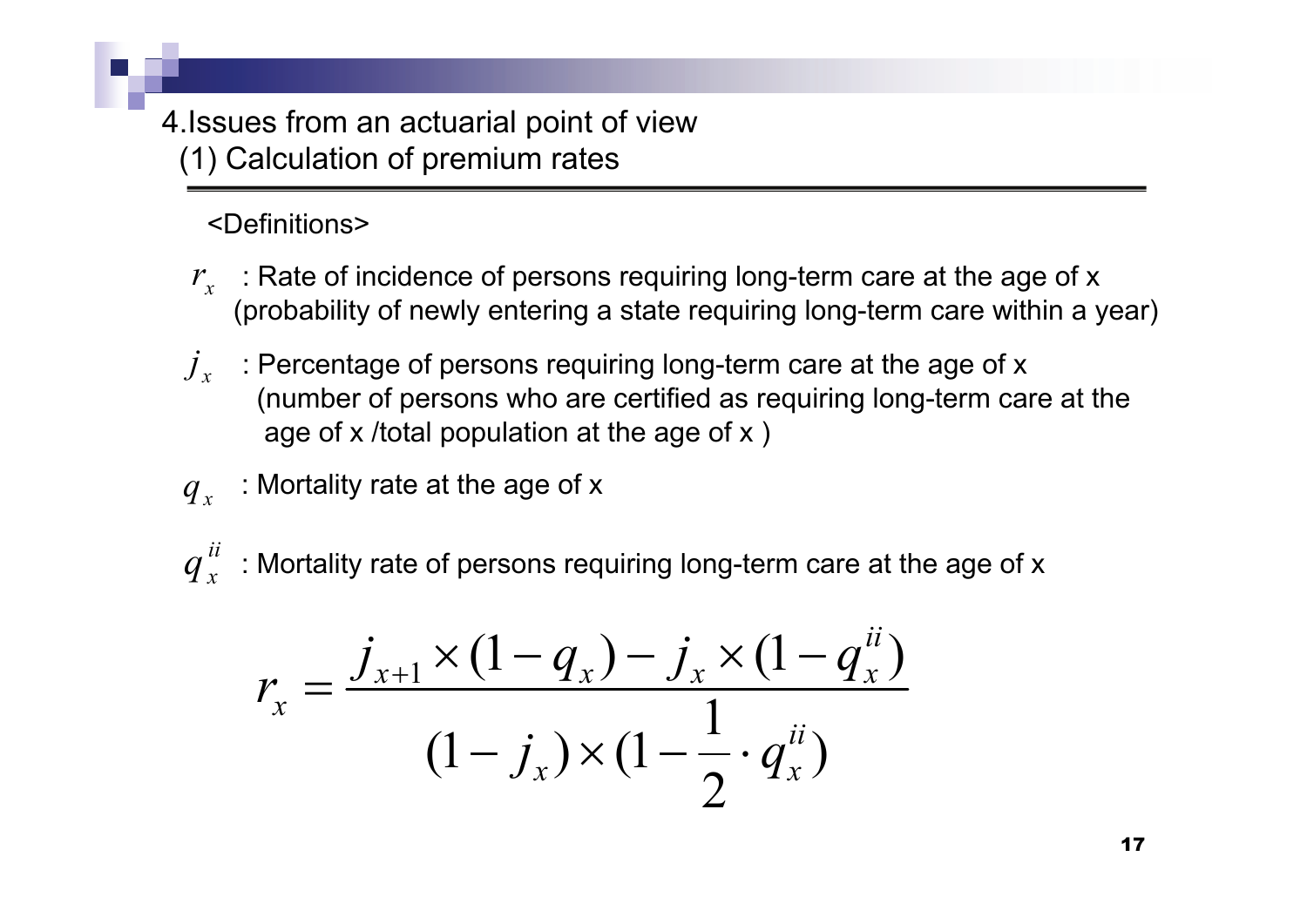# 4.Issues from an actuarial point of view

## (1) Calculation of premium rates

<Definitions>

- $r_x$ : Rate of incidence of persons requiring long-term care at the age of x (probability of newly entering a state requiring long-term care within a year)
- $j_x$ : Percentage of persons requiring long-term care at the age of x (number of persons who are certified as requiring long-term care at the age of x /total population at the age of x )
- $q_x$ : Mortality rate at the age of x
- $q_x^{ii}$ : Mortality rate of persons requiring long-term care at the age of x

$$r_x = \frac{j_{x+1} \times (1 - q_x) - j_x \times (1 - q_x^{ii})}{(1 - j_x) \times (1 - \frac{1}{2} \cdot q_x^{ii})}$$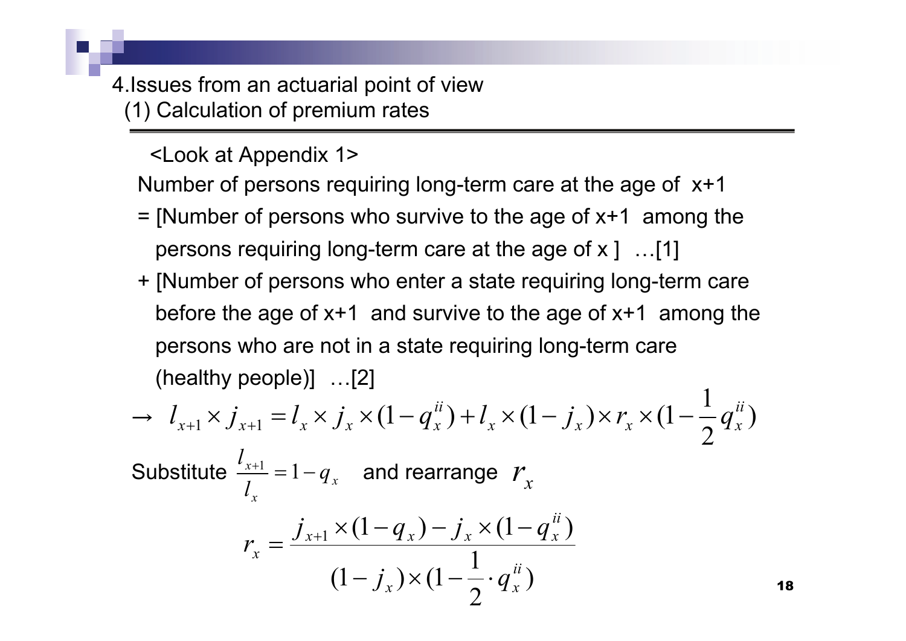## 4.Issues from an actuarial point of view
### (1) Calculation of premium rates

<Look at Appendix 1>

Number of persons requiring long-term care at the age of x+1

= [Number of persons who survive to the age of x+1 among the persons requiring long-term care at the age of x ] …[1]

+ [Number of persons who enter a state requiring long-term care before the age of x+1 and survive to the age of x+1 among the persons who are not in a state requiring long-term care (healthy people)] …[2]

$$\rightarrow \; l_{x+1} \times j_{x+1} = l_x \times j_x \times (1 - q_x^{ii}) + l_x \times (1 - j_x) \times r_x \times (1 - \frac{1}{2} q_x^{ii})$$

Substitute $\frac{l_{x+1}}{l_x} = 1 - q_x$ and rearrange $r_x$

$$r_x = \frac{j_{x+1} \times (1 - q_x) - j_x \times (1 - q_x^{ii})}{(1 - j_x) \times (1 - \frac{1}{2} \cdot q_x^{ii})}$$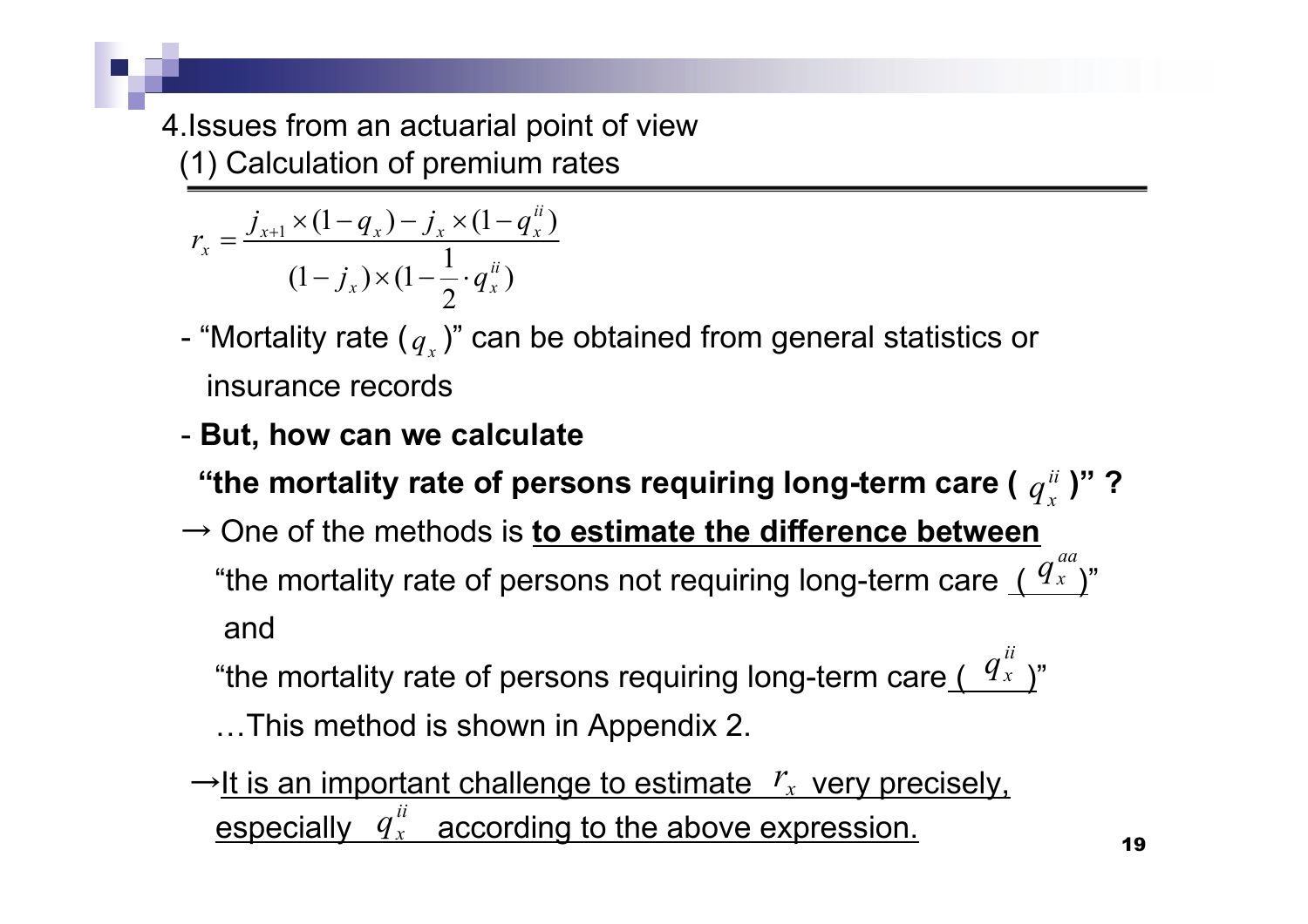## 4. Issues from an actuarial point of view

### (1) Calculation of premium rates

$$r_x = \frac{j_{x+1} \times (1 - q_x) - j_x \times (1 - q_x^{ii})}{(1 - j_x) \times (1 - \frac{1}{2} \cdot q_x^{ii})}$$

- "Mortality rate ($q_x$)" can be obtained from general statistics or insurance records
- **But, how can we calculate "the mortality rate of persons requiring long-term care ( $q_x^{ii}$ )" ?**

→ One of the methods is **to estimate the difference between** "the mortality rate of persons not requiring long-term care ( $q_x^{aa}$ )" and "the mortality rate of persons requiring long-term care ( $q_x^{ii}$ )"

…This method is shown in Appendix 2.

→It is an important challenge to estimate $r_x$ very precisely, especially $q_x^{ii}$ according to the above expression.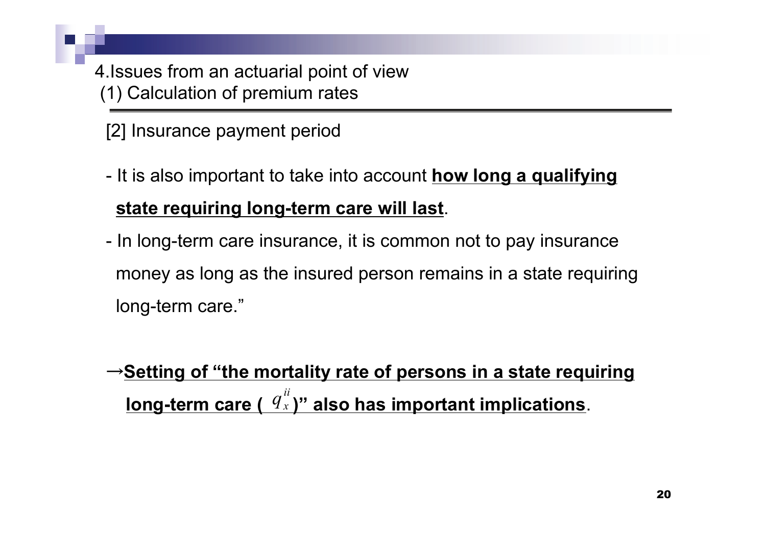## 4.Issues from an actuarial point of view

### (1) Calculation of premium rates

[2] Insurance payment period

- It is also important to take into account **how long a qualifying state requiring long-term care will last**.
- In long-term care insurance, it is common not to pay insurance money as long as the insured person remains in a state requiring long-term care."

→**Setting of "the mortality rate of persons in a state requiring long-term care ( $q_x^{ii}$ )" also has important implications**.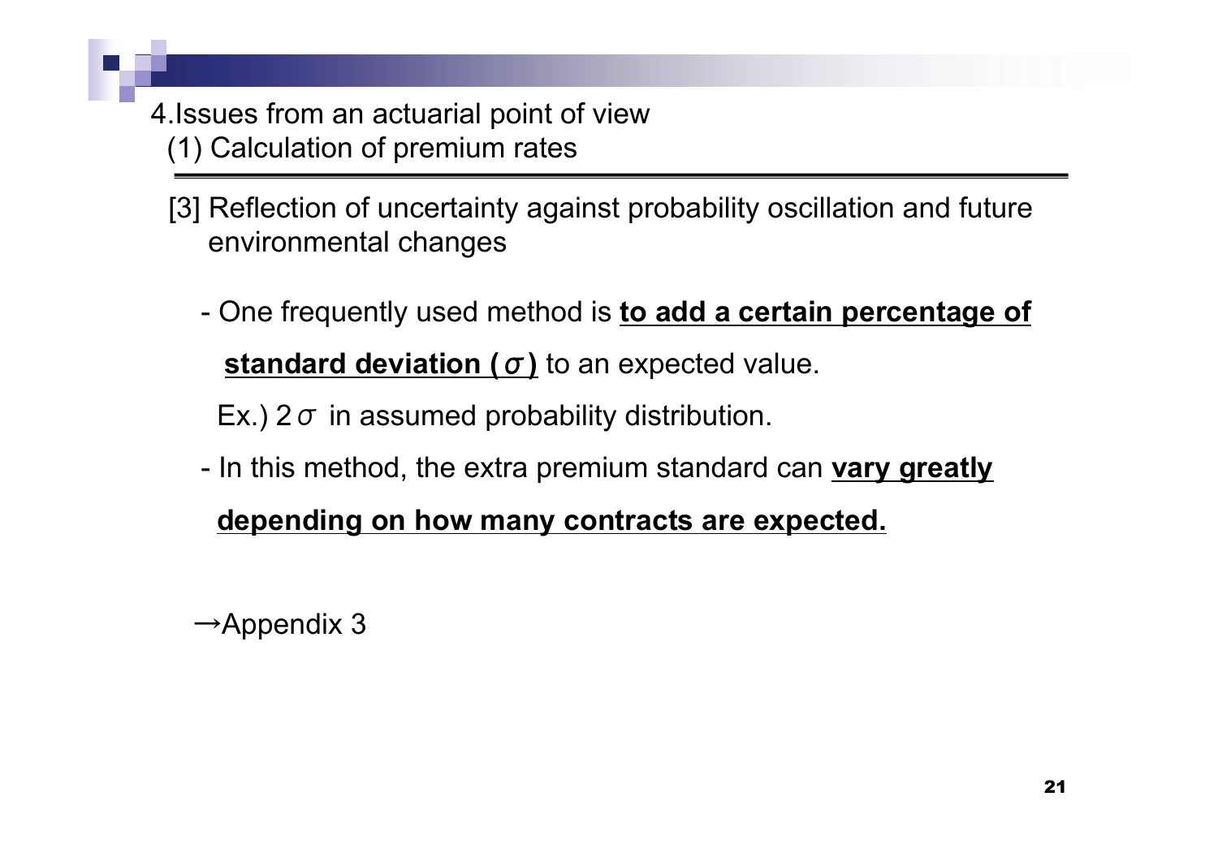## 4.Issues from an actuarial point of view

### (1) Calculation of premium rates

[3] Reflection of uncertainty against probability oscillation and future environmental changes

- One frequently used method is **to add a certain percentage of standard deviation ($\sigma$)** to an expected value.

  Ex.) $2\sigma$ in assumed probability distribution.

- In this method, the extra premium standard can **vary greatly depending on how many contracts are expected.**

→Appendix 3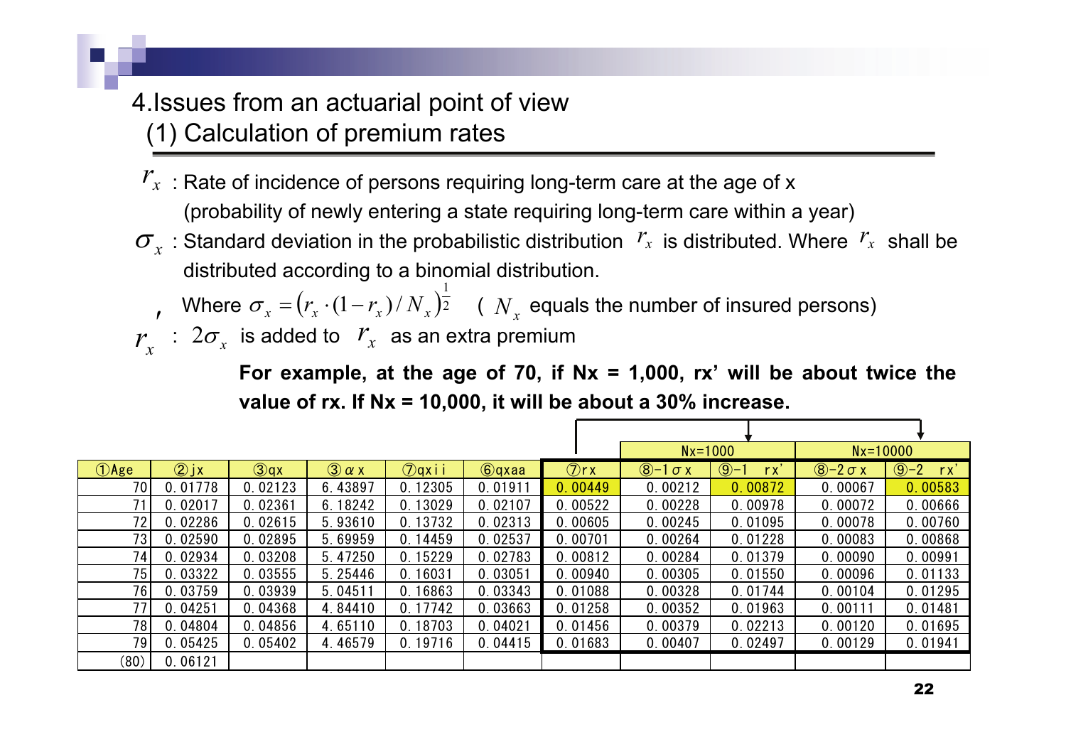# 4.Issues from an actuarial point of view

## (1) Calculation of premium rates

$r_x$ : Rate of incidence of persons requiring long-term care at the age of x (probability of newly entering a state requiring long-term care within a year)

$\sigma_x$ : Standard deviation in the probabilistic distribution $r_x$ is distributed. Where $r_x$ shall be distributed according to a binomial distribution.

Where $\sigma_x = \left(r_x \cdot (1-r_x)/N_x\right)^{\frac{1}{2}}$ ( $N_x$ equals the number of insured persons)

$r_x'$ : $2\sigma_x$ is added to $r_x$ as an extra premium

**For example, at the age of 70, if Nx = 1,000, rx' will be about twice the value of rx. If Nx = 10,000, it will be about a 30% increase.**

| | | | | | | | Nx=1000 | | Nx=10000 | |
|---|---|---|---|---|---|---|---|---|---|---|
| ①Age | ②jx | ③qx | ③αx | ⑦qxii | ⑥qxaa | ⑦rx | ⑧-1σx | ⑨-1 rx' | ⑧-2σx | ⑨-2 rx' |
| 70 | 0.01778 | 0.02123 | 6.43897 | 0.12305 | 0.01911 | 0.00449 | 0.00212 | 0.00872 | 0.00067 | 0.00583 |
| 71 | 0.02017 | 0.02361 | 6.18242 | 0.13029 | 0.02107 | 0.00522 | 0.00228 | 0.00978 | 0.00072 | 0.00666 |
| 72 | 0.02286 | 0.02615 | 5.93610 | 0.13732 | 0.02313 | 0.00605 | 0.00245 | 0.01095 | 0.00078 | 0.00760 |
| 73 | 0.02590 | 0.02895 | 5.69959 | 0.14459 | 0.02537 | 0.00701 | 0.00264 | 0.01228 | 0.00083 | 0.00868 |
| 74 | 0.02934 | 0.03208 | 5.47250 | 0.15229 | 0.02783 | 0.00812 | 0.00284 | 0.01379 | 0.00090 | 0.00991 |
| 75 | 0.03322 | 0.03555 | 5.25446 | 0.16031 | 0.03051 | 0.00940 | 0.00305 | 0.01550 | 0.00096 | 0.01133 |
| 76 | 0.03759 | 0.03939 | 5.04511 | 0.16863 | 0.03343 | 0.01088 | 0.00328 | 0.01744 | 0.00104 | 0.01295 |
| 77 | 0.04251 | 0.04368 | 4.84410 | 0.17742 | 0.03663 | 0.01258 | 0.00352 | 0.01963 | 0.00111 | 0.01481 |
| 78 | 0.04804 | 0.04856 | 4.65110 | 0.18703 | 0.04021 | 0.01456 | 0.00379 | 0.02213 | 0.00120 | 0.01695 |
| 79 | 0.05425 | 0.05402 | 4.46579 | 0.19716 | 0.04415 | 0.01683 | 0.00407 | 0.02497 | 0.00129 | 0.01941 |
| (80) | 0.06121 | | | | | | | | | |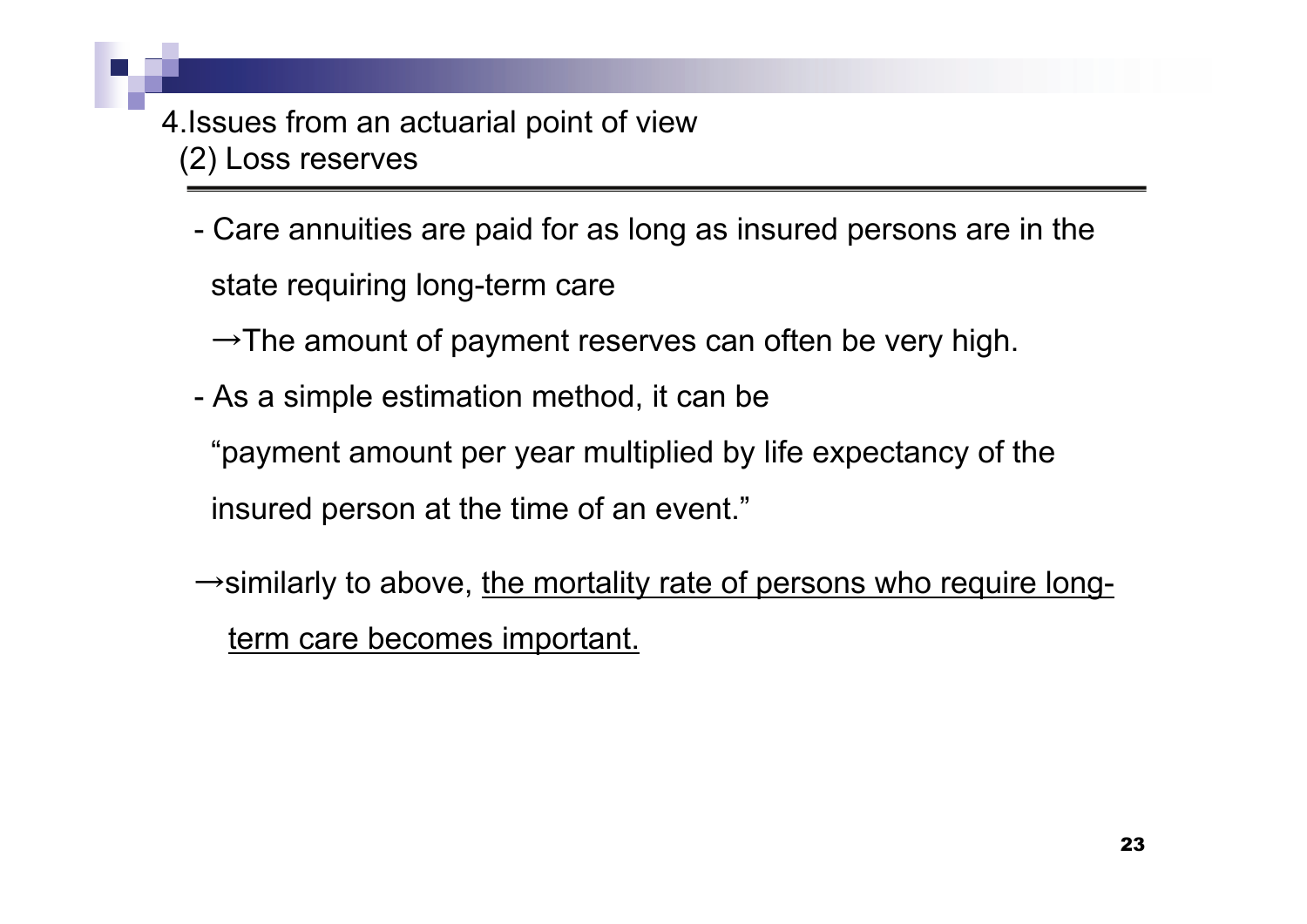## 4.Issues from an actuarial point of view
### (2) Loss reserves

- Care annuities are paid for as long as insured persons are in the state requiring long-term care

  →The amount of payment reserves can often be very high.

- As a simple estimation method, it can be

  “payment amount per year multiplied by life expectancy of the insured person at the time of an event.”

→similarly to above, <u>the mortality rate of persons who require long-term care becomes important.</u>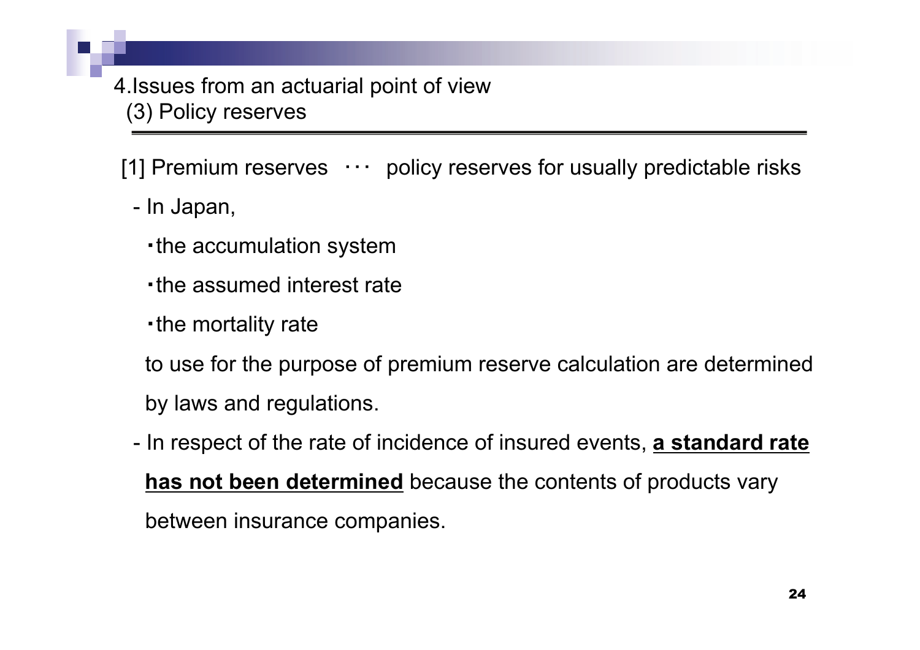## 4.Issues from an actuarial point of view
### (3) Policy reserves

[1] Premium reserves ･･･ policy reserves for usually predictable risks

- In Japan,

  ・the accumulation system

  ・the assumed interest rate

  ・the mortality rate

  to use for the purpose of premium reserve calculation are determined by laws and regulations.

- In respect of the rate of incidence of insured events, **a standard rate has not been determined** because the contents of products vary between insurance companies.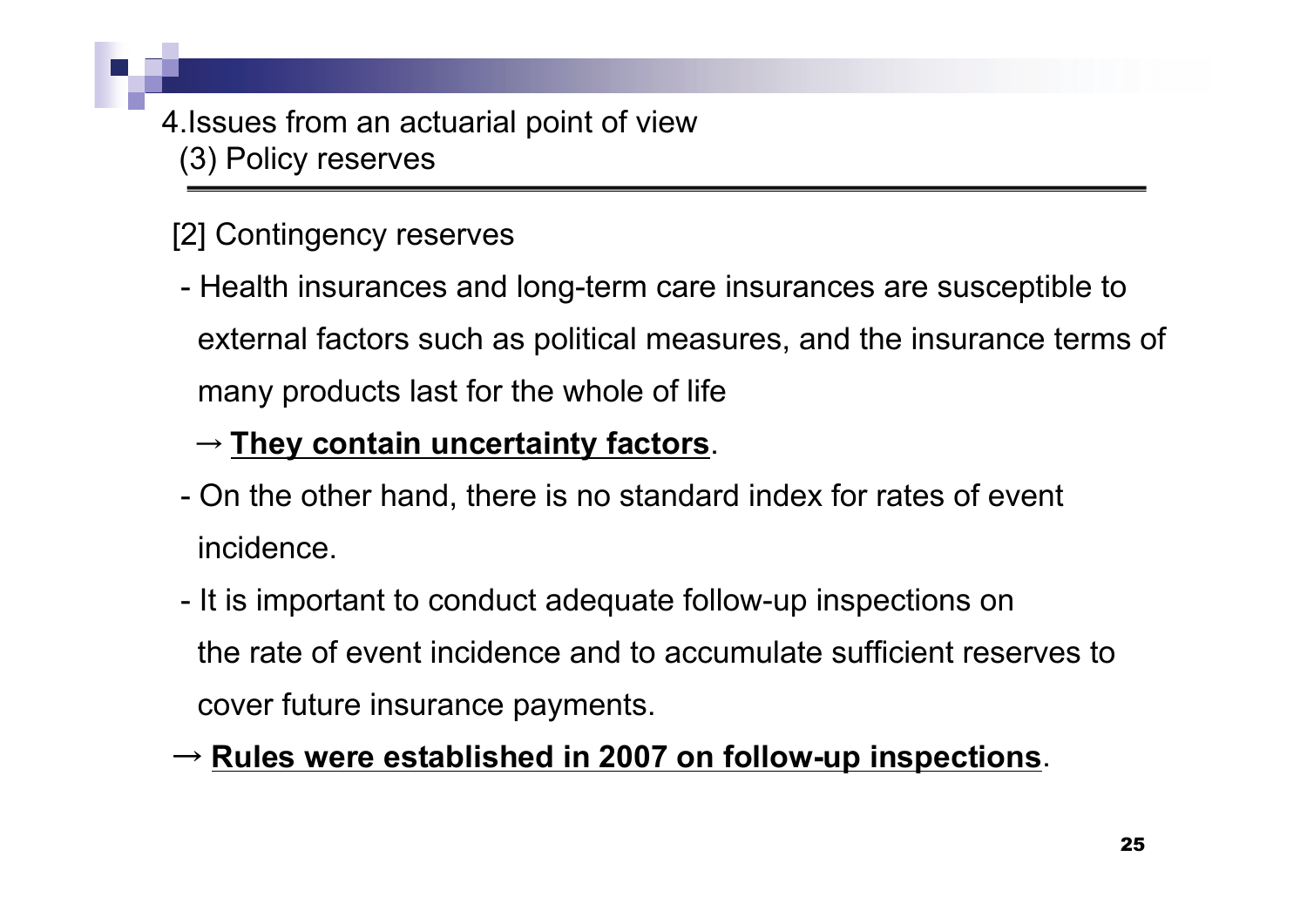# 4.Issues from an actuarial point of view
## (3) Policy reserves

[2] Contingency reserves

- Health insurances and long-term care insurances are susceptible to external factors such as political measures, and the insurance terms of many products last for the whole of life

  → **They contain uncertainty factors**.

- On the other hand, there is no standard index for rates of event incidence.
- It is important to conduct adequate follow-up inspections on the rate of event incidence and to accumulate sufficient reserves to cover future insurance payments.

→ **Rules were established in 2007 on follow-up inspections**.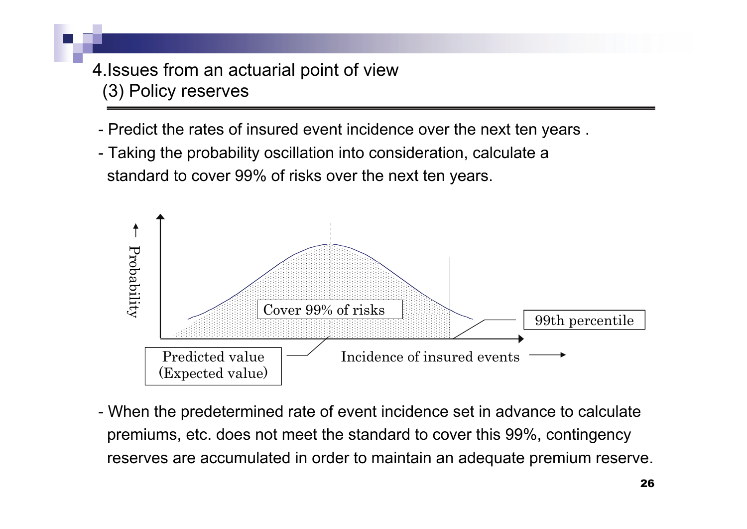## 4.Issues from an actuarial point of view
### (3) Policy reserves

- Predict the rates of insured event incidence over the next ten years .
- Taking the probability oscillation into consideration, calculate a standard to cover 99% of risks over the next ten years.

Probability →

Cover 99% of risks

99th percentile

Predicted value (Expected value)

Incidence of insured events →

- When the predetermined rate of event incidence set in advance to calculate premiums, etc. does not meet the standard to cover this 99%, contingency reserves are accumulated in order to maintain an adequate premium reserve.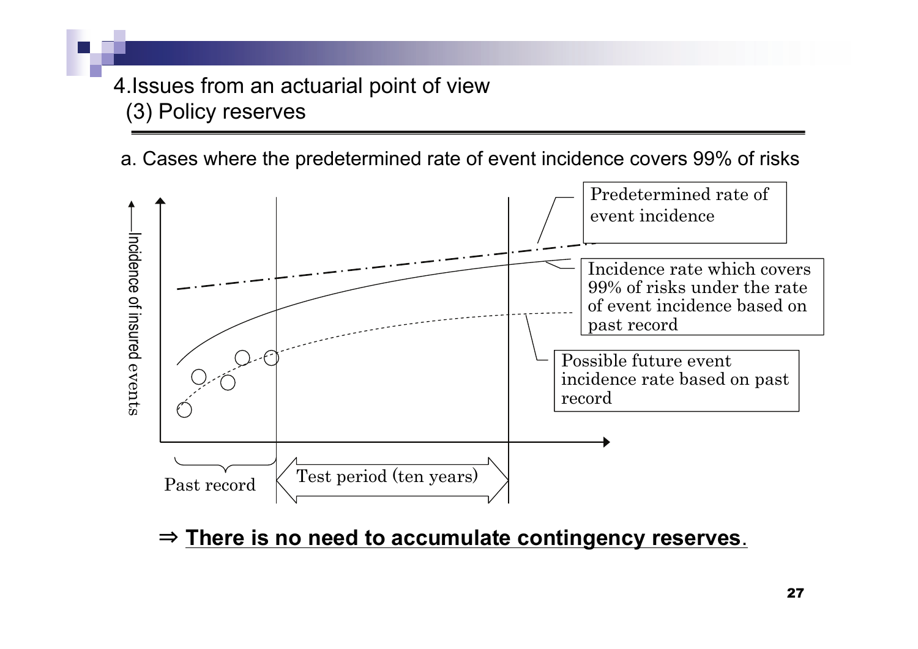# 4.Issues from an actuarial point of view

## (3) Policy reserves

a. Cases where the predetermined rate of event incidence covers 99% of risks

Incidence of insured events

Predetermined rate of event incidence

Incidence rate which covers 99% of risks under the rate of event incidence based on past record

Possible future event incidence rate based on past record

Past record

Test period (ten years)

⇒ **There is no need to accumulate contingency reserves**.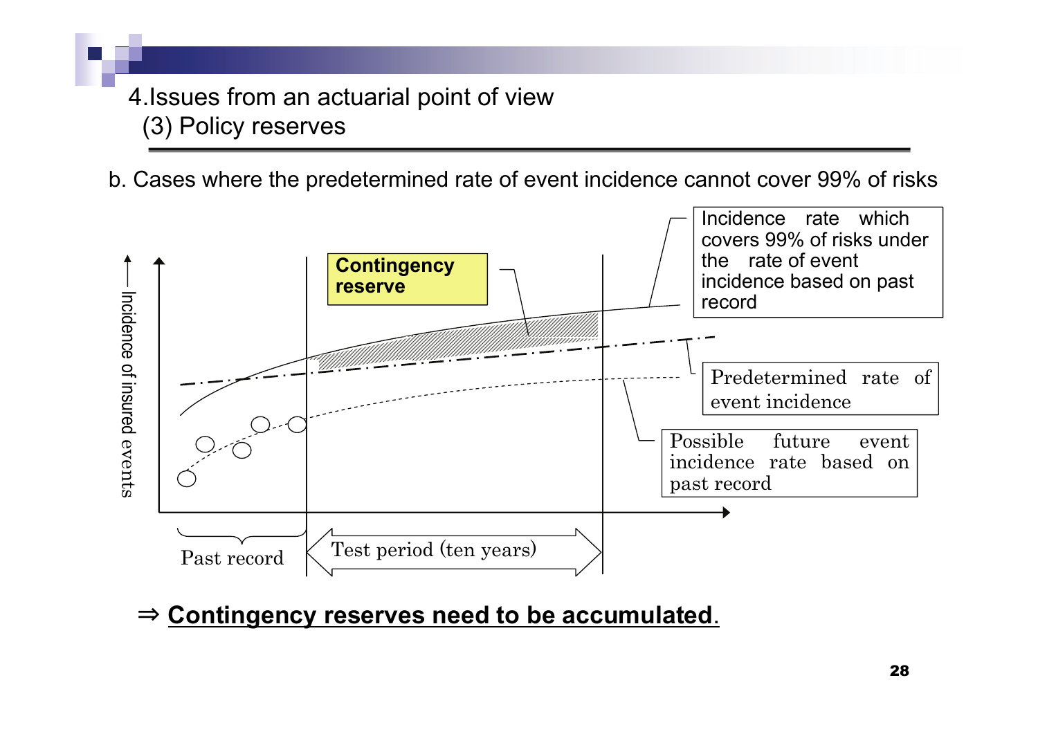# 4. Issues from an actuarial point of view

## (3) Policy reserves

b. Cases where the predetermined rate of event incidence cannot cover 99% of risks

**Contingency reserve**

Incidence rate which covers 99% of risks under the rate of event incidence based on past record

Predetermined rate of event incidence

Possible future event incidence rate based on past record

Incidence of insured events

Past record

Test period (ten years)

⇒ **Contingency reserves need to be accumulated.**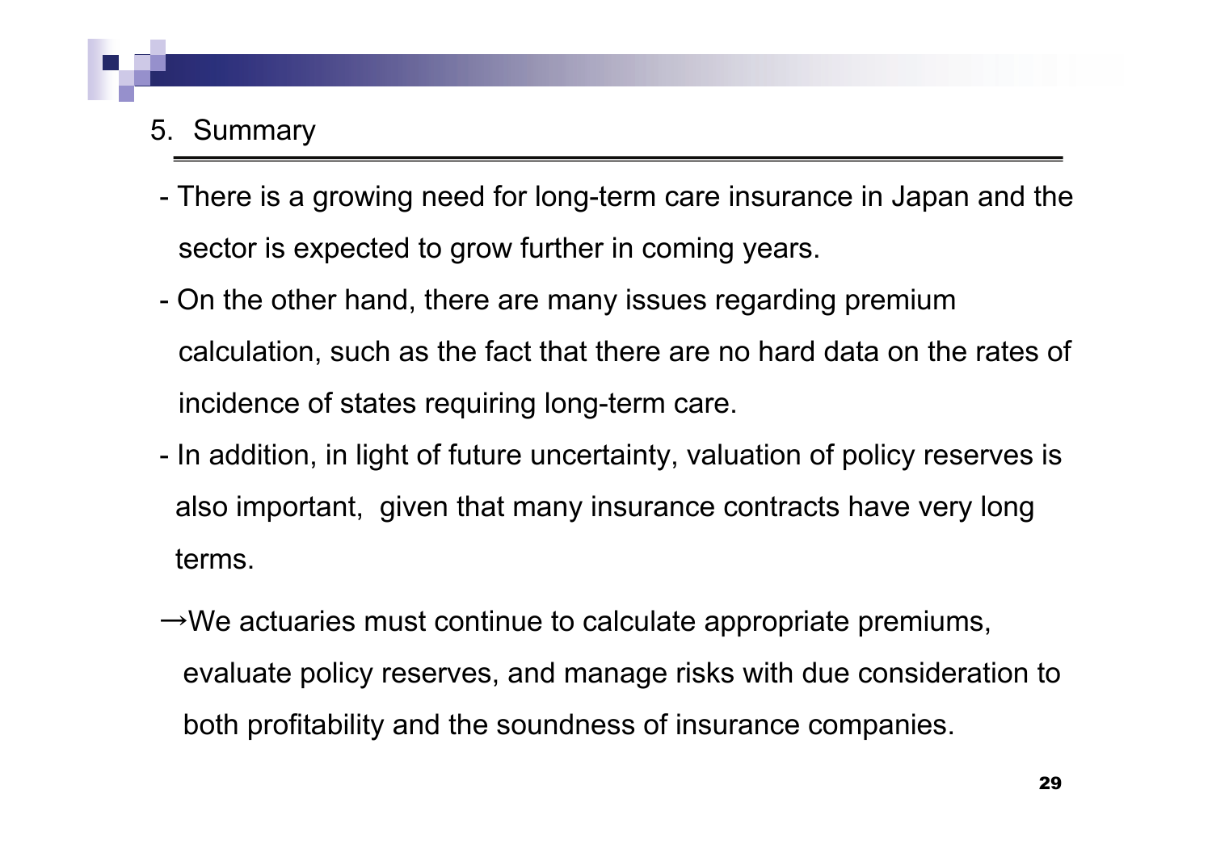## 5. Summary

- There is a growing need for long-term care insurance in Japan and the sector is expected to grow further in coming years.
- On the other hand, there are many issues regarding premium calculation, such as the fact that there are no hard data on the rates of incidence of states requiring long-term care.
- In addition, in light of future uncertainty, valuation of policy reserves is also important, given that many insurance contracts have very long terms.

→We actuaries must continue to calculate appropriate premiums, evaluate policy reserves, and manage risks with due consideration to both profitability and the soundness of insurance companies.